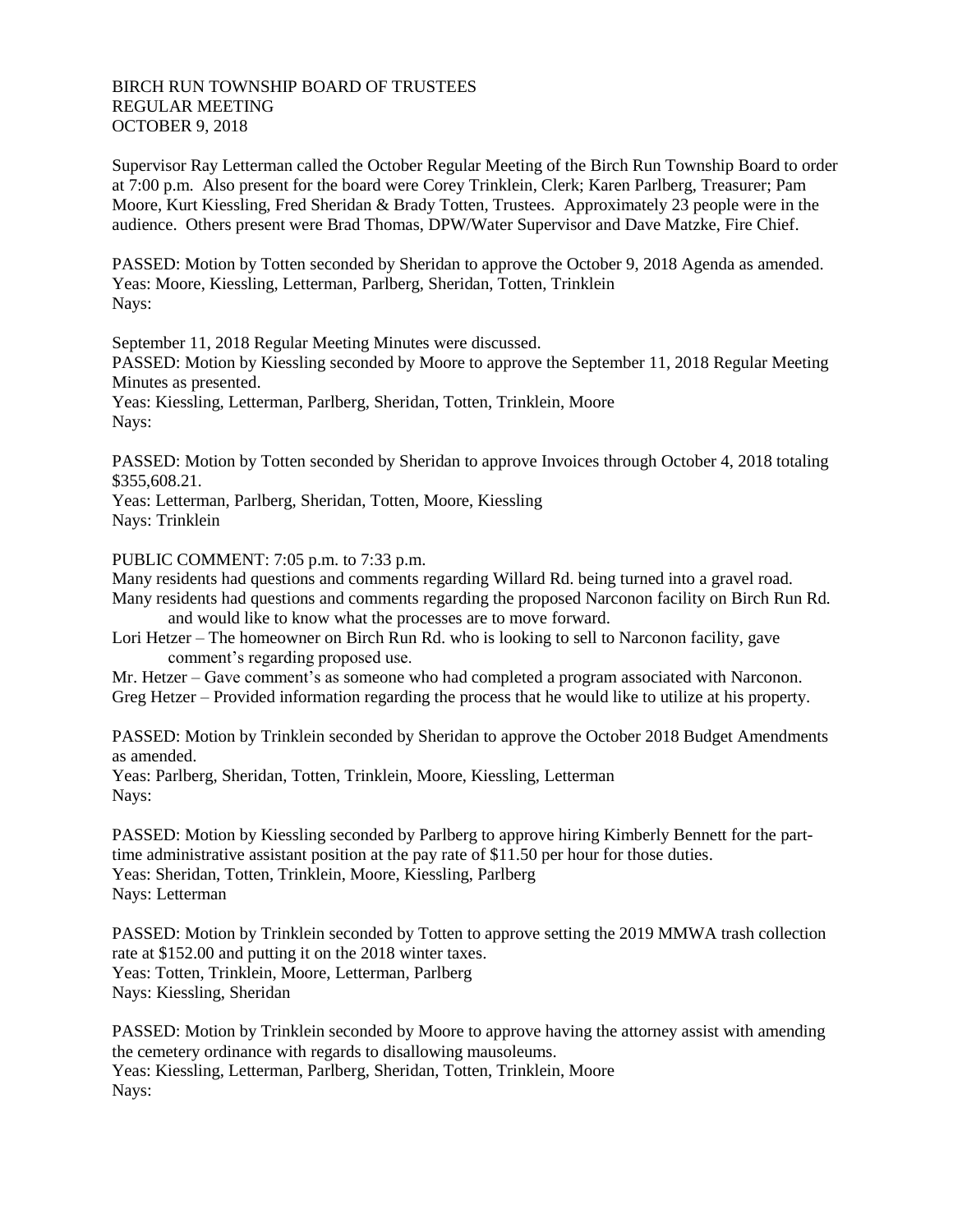BIRCH RUN TOWNSHIP BOARD OF TRUSTEES
REGULAR MEETING
OCTOBER 9, 2018

Supervisor Ray Letterman called the October Regular Meeting of the Birch Run Township Board to order at 7:00 p.m. Also present for the board were Corey Trinklein, Clerk; Karen Parlberg, Treasurer; Pam Moore, Kurt Kiessling, Fred Sheridan & Brady Totten, Trustees. Approximately 23 people were in the audience. Others present were Brad Thomas, DPW/Water Supervisor and Dave Matzke, Fire Chief.

PASSED: Motion by Totten seconded by Sheridan to approve the October 9, 2018 Agenda as amended.
Yeas: Moore, Kiessling, Letterman, Parlberg, Sheridan, Totten, Trinklein
Nays:

September 11, 2018 Regular Meeting Minutes were discussed.
PASSED: Motion by Kiessling seconded by Moore to approve the September 11, 2018 Regular Meeting Minutes as presented.
Yeas: Kiessling, Letterman, Parlberg, Sheridan, Totten, Trinklein, Moore
Nays:

PASSED: Motion by Totten seconded by Sheridan to approve Invoices through October 4, 2018 totaling $355,608.21.
Yeas: Letterman, Parlberg, Sheridan, Totten, Moore, Kiessling
Nays: Trinklein

PUBLIC COMMENT: 7:05 p.m. to 7:33 p.m.
Many residents had questions and comments regarding Willard Rd. being turned into a gravel road.
Many residents had questions and comments regarding the proposed Narconon facility on Birch Run Rd. and would like to know what the processes are to move forward.
Lori Hetzer – The homeowner on Birch Run Rd. who is looking to sell to Narconon facility, gave comment's regarding proposed use.
Mr. Hetzer – Gave comment's as someone who had completed a program associated with Narconon.
Greg Hetzer – Provided information regarding the process that he would like to utilize at his property.

PASSED: Motion by Trinklein seconded by Sheridan to approve the October 2018 Budget Amendments as amended.
Yeas: Parlberg, Sheridan, Totten, Trinklein, Moore, Kiessling, Letterman
Nays:

PASSED: Motion by Kiessling seconded by Parlberg to approve hiring Kimberly Bennett for the part-time administrative assistant position at the pay rate of $11.50 per hour for those duties.
Yeas: Sheridan, Totten, Trinklein, Moore, Kiessling, Parlberg
Nays: Letterman

PASSED: Motion by Trinklein seconded by Totten to approve setting the 2019 MMWA trash collection rate at $152.00 and putting it on the 2018 winter taxes.
Yeas: Totten, Trinklein, Moore, Letterman, Parlberg
Nays: Kiessling, Sheridan

PASSED: Motion by Trinklein seconded by Moore to approve having the attorney assist with amending the cemetery ordinance with regards to disallowing mausoleums.
Yeas: Kiessling, Letterman, Parlberg, Sheridan, Totten, Trinklein, Moore
Nays: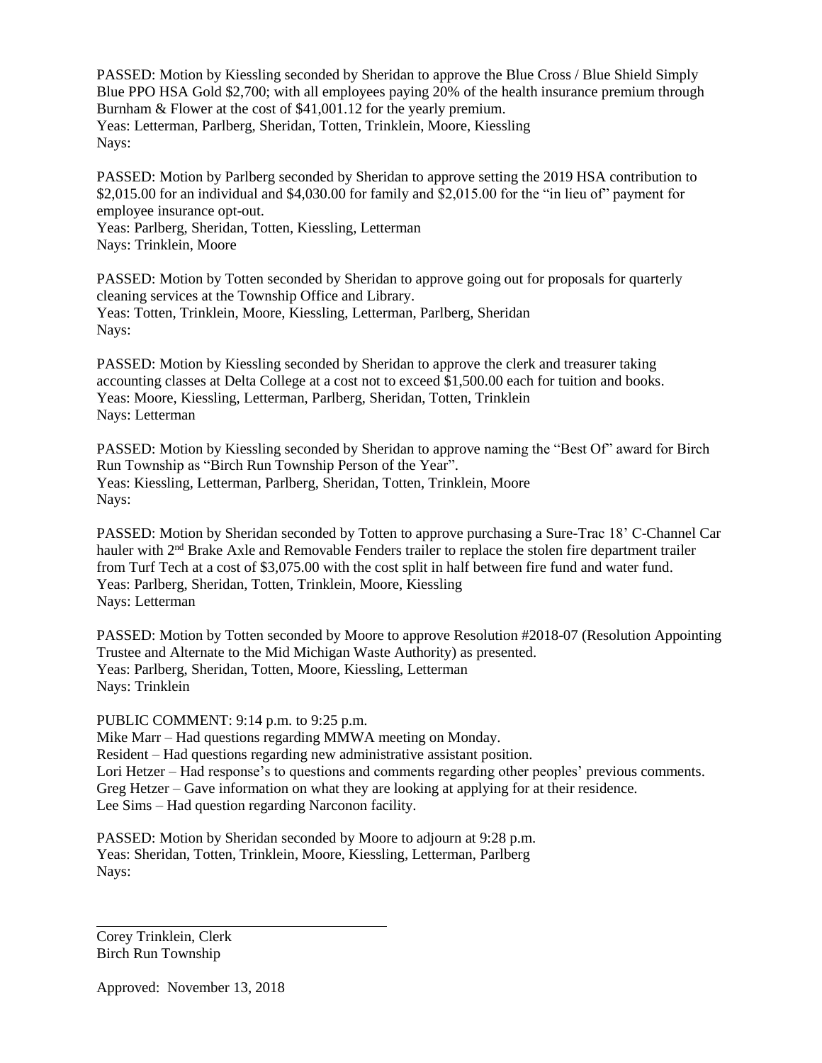PASSED: Motion by Kiessling seconded by Sheridan to approve the Blue Cross / Blue Shield Simply Blue PPO HSA Gold $2,700; with all employees paying 20% of the health insurance premium through Burnham & Flower at the cost of $41,001.12 for the yearly premium.
Yeas: Letterman, Parlberg, Sheridan, Totten, Trinklein, Moore, Kiessling
Nays:

PASSED: Motion by Parlberg seconded by Sheridan to approve setting the 2019 HSA contribution to $2,015.00 for an individual and $4,030.00 for family and $2,015.00 for the "in lieu of" payment for employee insurance opt-out.
Yeas: Parlberg, Sheridan, Totten, Kiessling, Letterman
Nays: Trinklein, Moore

PASSED: Motion by Totten seconded by Sheridan to approve going out for proposals for quarterly cleaning services at the Township Office and Library.
Yeas: Totten, Trinklein, Moore, Kiessling, Letterman, Parlberg, Sheridan
Nays:

PASSED: Motion by Kiessling seconded by Sheridan to approve the clerk and treasurer taking accounting classes at Delta College at a cost not to exceed $1,500.00 each for tuition and books.
Yeas: Moore, Kiessling, Letterman, Parlberg, Sheridan, Totten, Trinklein
Nays: Letterman

PASSED: Motion by Kiessling seconded by Sheridan to approve naming the "Best Of" award for Birch Run Township as "Birch Run Township Person of the Year".
Yeas: Kiessling, Letterman, Parlberg, Sheridan, Totten, Trinklein, Moore
Nays:

PASSED: Motion by Sheridan seconded by Totten to approve purchasing a Sure-Trac 18' C-Channel Car hauler with 2nd Brake Axle and Removable Fenders trailer to replace the stolen fire department trailer from Turf Tech at a cost of $3,075.00 with the cost split in half between fire fund and water fund.
Yeas: Parlberg, Sheridan, Totten, Trinklein, Moore, Kiessling
Nays: Letterman

PASSED: Motion by Totten seconded by Moore to approve Resolution #2018-07 (Resolution Appointing Trustee and Alternate to the Mid Michigan Waste Authority) as presented.
Yeas: Parlberg, Sheridan, Totten, Moore, Kiessling, Letterman
Nays: Trinklein

PUBLIC COMMENT: 9:14 p.m. to 9:25 p.m.
Mike Marr – Had questions regarding MMWA meeting on Monday.
Resident – Had questions regarding new administrative assistant position.
Lori Hetzer – Had response's to questions and comments regarding other peoples' previous comments.
Greg Hetzer – Gave information on what they are looking at applying for at their residence.
Lee Sims – Had question regarding Narconon facility.

PASSED: Motion by Sheridan seconded by Moore to adjourn at 9:28 p.m.
Yeas: Sheridan, Totten, Trinklein, Moore, Kiessling, Letterman, Parlberg
Nays:

Corey Trinklein, Clerk
Birch Run Township

Approved: November 13, 2018